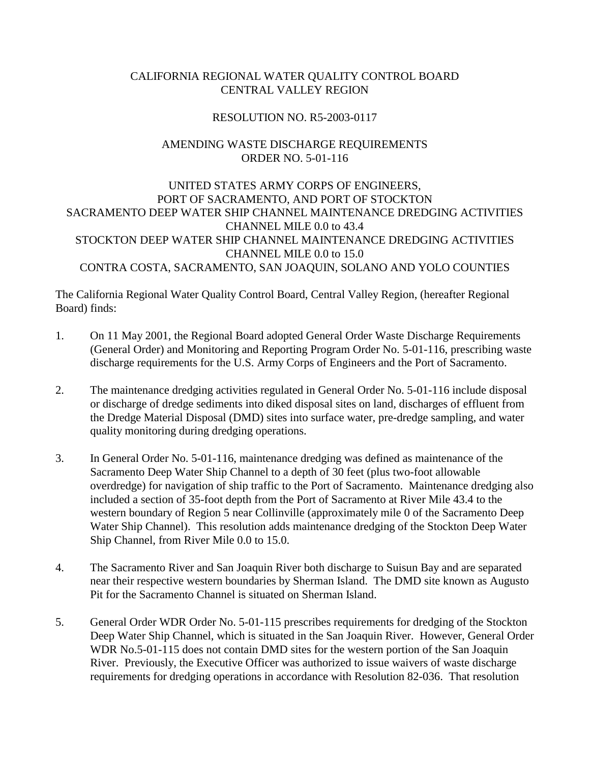CALIFORNIA REGIONAL WATER QUALITY CONTROL BOARD
CENTRAL VALLEY REGION

RESOLUTION NO. R5-2003-0117

AMENDING WASTE DISCHARGE REQUIREMENTS
ORDER NO. 5-01-116

UNITED STATES ARMY CORPS OF ENGINEERS,
PORT OF SACRAMENTO, AND PORT OF STOCKTON
SACRAMENTO DEEP WATER SHIP CHANNEL MAINTENANCE DREDGING ACTIVITIES
CHANNEL MILE 0.0 to 43.4
STOCKTON DEEP WATER SHIP CHANNEL MAINTENANCE DREDGING ACTIVITIES
CHANNEL MILE 0.0 to 15.0
CONTRA COSTA, SACRAMENTO, SAN JOAQUIN, SOLANO AND YOLO COUNTIES

The California Regional Water Quality Control Board, Central Valley Region, (hereafter Regional Board) finds:

1. On 11 May 2001, the Regional Board adopted General Order Waste Discharge Requirements (General Order) and Monitoring and Reporting Program Order No. 5-01-116, prescribing waste discharge requirements for the U.S. Army Corps of Engineers and the Port of Sacramento.

2. The maintenance dredging activities regulated in General Order No. 5-01-116 include disposal or discharge of dredge sediments into diked disposal sites on land, discharges of effluent from the Dredge Material Disposal (DMD) sites into surface water, pre-dredge sampling, and water quality monitoring during dredging operations.

3. In General Order No. 5-01-116, maintenance dredging was defined as maintenance of the Sacramento Deep Water Ship Channel to a depth of 30 feet (plus two-foot allowable overdredge) for navigation of ship traffic to the Port of Sacramento. Maintenance dredging also included a section of 35-foot depth from the Port of Sacramento at River Mile 43.4 to the western boundary of Region 5 near Collinville (approximately mile 0 of the Sacramento Deep Water Ship Channel). This resolution adds maintenance dredging of the Stockton Deep Water Ship Channel, from River Mile 0.0 to 15.0.

4. The Sacramento River and San Joaquin River both discharge to Suisun Bay and are separated near their respective western boundaries by Sherman Island. The DMD site known as Augusto Pit for the Sacramento Channel is situated on Sherman Island.

5. General Order WDR Order No. 5-01-115 prescribes requirements for dredging of the Stockton Deep Water Ship Channel, which is situated in the San Joaquin River. However, General Order WDR No.5-01-115 does not contain DMD sites for the western portion of the San Joaquin River. Previously, the Executive Officer was authorized to issue waivers of waste discharge requirements for dredging operations in accordance with Resolution 82-036. That resolution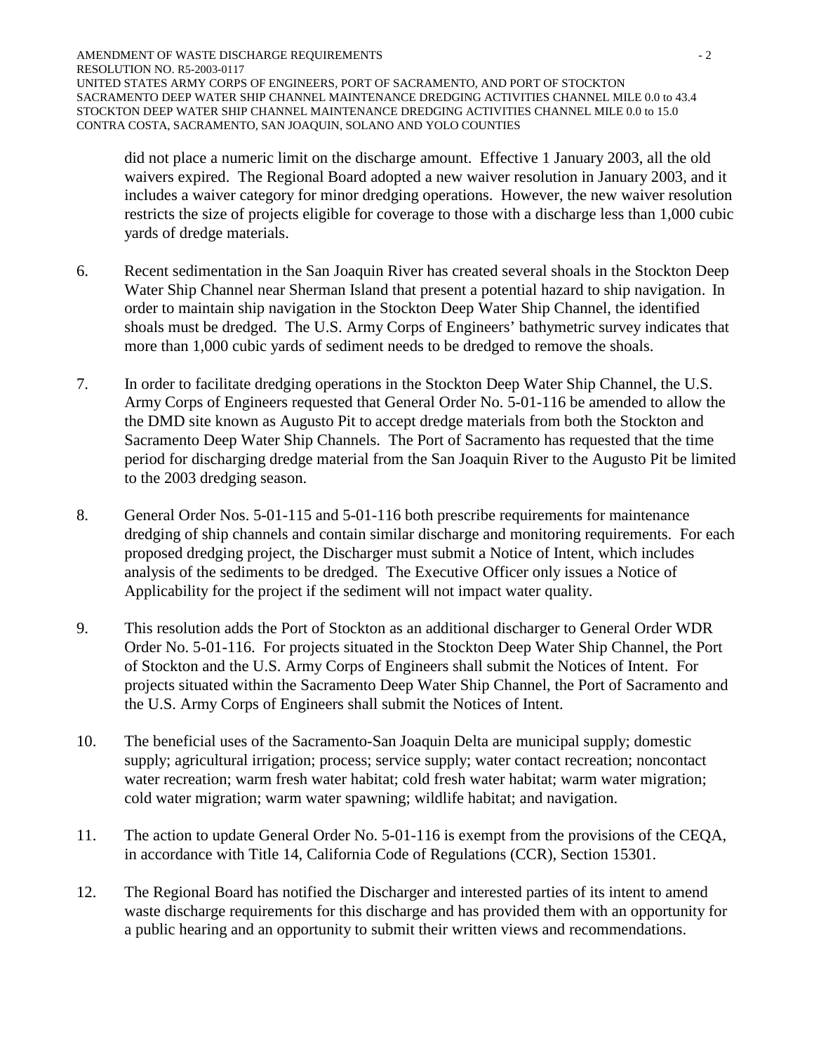did not place a numeric limit on the discharge amount. Effective 1 January 2003, all the old waivers expired. The Regional Board adopted a new waiver resolution in January 2003, and it includes a waiver category for minor dredging operations. However, the new waiver resolution restricts the size of projects eligible for coverage to those with a discharge less than 1,000 cubic yards of dredge materials.

6. Recent sedimentation in the San Joaquin River has created several shoals in the Stockton Deep Water Ship Channel near Sherman Island that present a potential hazard to ship navigation. In order to maintain ship navigation in the Stockton Deep Water Ship Channel, the identified shoals must be dredged. The U.S. Army Corps of Engineers' bathymetric survey indicates that more than 1,000 cubic yards of sediment needs to be dredged to remove the shoals.

7. In order to facilitate dredging operations in the Stockton Deep Water Ship Channel, the U.S. Army Corps of Engineers requested that General Order No. 5-01-116 be amended to allow the the DMD site known as Augusto Pit to accept dredge materials from both the Stockton and Sacramento Deep Water Ship Channels. The Port of Sacramento has requested that the time period for discharging dredge material from the San Joaquin River to the Augusto Pit be limited to the 2003 dredging season.

8. General Order Nos. 5-01-115 and 5-01-116 both prescribe requirements for maintenance dredging of ship channels and contain similar discharge and monitoring requirements. For each proposed dredging project, the Discharger must submit a Notice of Intent, which includes analysis of the sediments to be dredged. The Executive Officer only issues a Notice of Applicability for the project if the sediment will not impact water quality.

9. This resolution adds the Port of Stockton as an additional discharger to General Order WDR Order No. 5-01-116. For projects situated in the Stockton Deep Water Ship Channel, the Port of Stockton and the U.S. Army Corps of Engineers shall submit the Notices of Intent. For projects situated within the Sacramento Deep Water Ship Channel, the Port of Sacramento and the U.S. Army Corps of Engineers shall submit the Notices of Intent.

10. The beneficial uses of the Sacramento-San Joaquin Delta are municipal supply; domestic supply; agricultural irrigation; process; service supply; water contact recreation; noncontact water recreation; warm fresh water habitat; cold fresh water habitat; warm water migration; cold water migration; warm water spawning; wildlife habitat; and navigation.

11. The action to update General Order No. 5-01-116 is exempt from the provisions of the CEQA, in accordance with Title 14, California Code of Regulations (CCR), Section 15301.

12. The Regional Board has notified the Discharger and interested parties of its intent to amend waste discharge requirements for this discharge and has provided them with an opportunity for a public hearing and an opportunity to submit their written views and recommendations.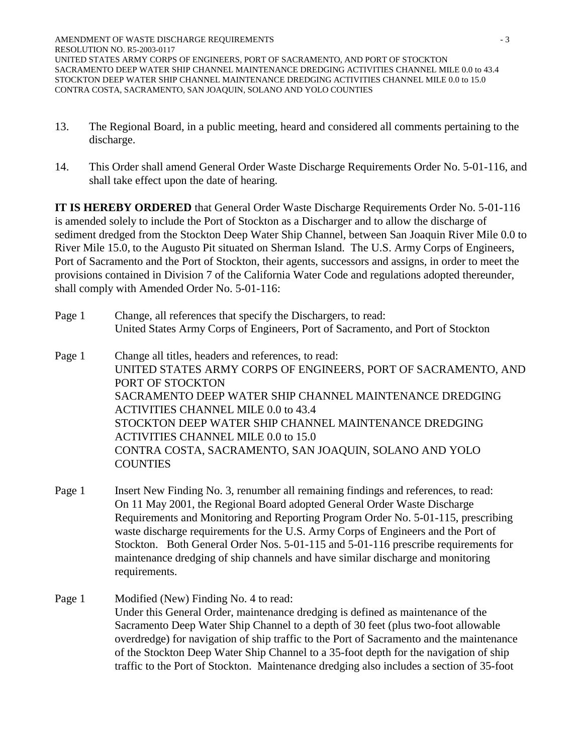13. The Regional Board, in a public meeting, heard and considered all comments pertaining to the discharge.

14. This Order shall amend General Order Waste Discharge Requirements Order No. 5-01-116, and shall take effect upon the date of hearing.

**IT IS HEREBY ORDERED** that General Order Waste Discharge Requirements Order No. 5-01-116 is amended solely to include the Port of Stockton as a Discharger and to allow the discharge of sediment dredged from the Stockton Deep Water Ship Channel, between San Joaquin River Mile 0.0 to River Mile 15.0, to the Augusto Pit situated on Sherman Island. The U.S. Army Corps of Engineers, Port of Sacramento and the Port of Stockton, their agents, successors and assigns, in order to meet the provisions contained in Division 7 of the California Water Code and regulations adopted thereunder, shall comply with Amended Order No. 5-01-116:

Page 1 Change, all references that specify the Dischargers, to read:
United States Army Corps of Engineers, Port of Sacramento, and Port of Stockton

Page 1 Change all titles, headers and references, to read:
UNITED STATES ARMY CORPS OF ENGINEERS, PORT OF SACRAMENTO, AND PORT OF STOCKTON
SACRAMENTO DEEP WATER SHIP CHANNEL MAINTENANCE DREDGING ACTIVITIES CHANNEL MILE 0.0 to 43.4
STOCKTON DEEP WATER SHIP CHANNEL MAINTENANCE DREDGING ACTIVITIES CHANNEL MILE 0.0 to 15.0
CONTRA COSTA, SACRAMENTO, SAN JOAQUIN, SOLANO AND YOLO COUNTIES

Page 1 Insert New Finding No. 3, renumber all remaining findings and references, to read:
On 11 May 2001, the Regional Board adopted General Order Waste Discharge Requirements and Monitoring and Reporting Program Order No. 5-01-115, prescribing waste discharge requirements for the U.S. Army Corps of Engineers and the Port of Stockton. Both General Order Nos. 5-01-115 and 5-01-116 prescribe requirements for maintenance dredging of ship channels and have similar discharge and monitoring requirements.

Page 1 Modified (New) Finding No. 4 to read:
Under this General Order, maintenance dredging is defined as maintenance of the Sacramento Deep Water Ship Channel to a depth of 30 feet (plus two-foot allowable overdredge) for navigation of ship traffic to the Port of Sacramento and the maintenance of the Stockton Deep Water Ship Channel to a 35-foot depth for the navigation of ship traffic to the Port of Stockton. Maintenance dredging also includes a section of 35-foot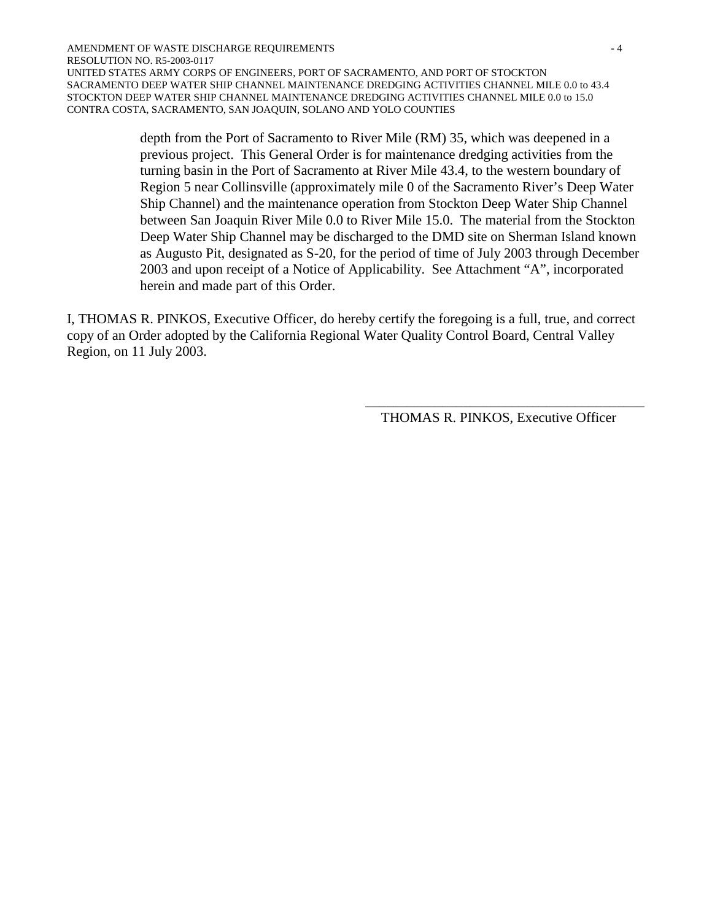depth from the Port of Sacramento to River Mile (RM) 35, which was deepened in a previous project. This General Order is for maintenance dredging activities from the turning basin in the Port of Sacramento at River Mile 43.4, to the western boundary of Region 5 near Collinsville (approximately mile 0 of the Sacramento River's Deep Water Ship Channel) and the maintenance operation from Stockton Deep Water Ship Channel between San Joaquin River Mile 0.0 to River Mile 15.0. The material from the Stockton Deep Water Ship Channel may be discharged to the DMD site on Sherman Island known as Augusto Pit, designated as S-20, for the period of time of July 2003 through December 2003 and upon receipt of a Notice of Applicability. See Attachment "A", incorporated herein and made part of this Order.

I, THOMAS R. PINKOS, Executive Officer, do hereby certify the foregoing is a full, true, and correct copy of an Order adopted by the California Regional Water Quality Control Board, Central Valley Region, on 11 July 2003.

\_\_\_\_\_\_\_\_\_\_\_\_\_\_\_\_\_\_\_\_\_\_\_\_\_\_\_\_\_\_\_\_\_\_\_\_\_\_

THOMAS R. PINKOS, Executive Officer